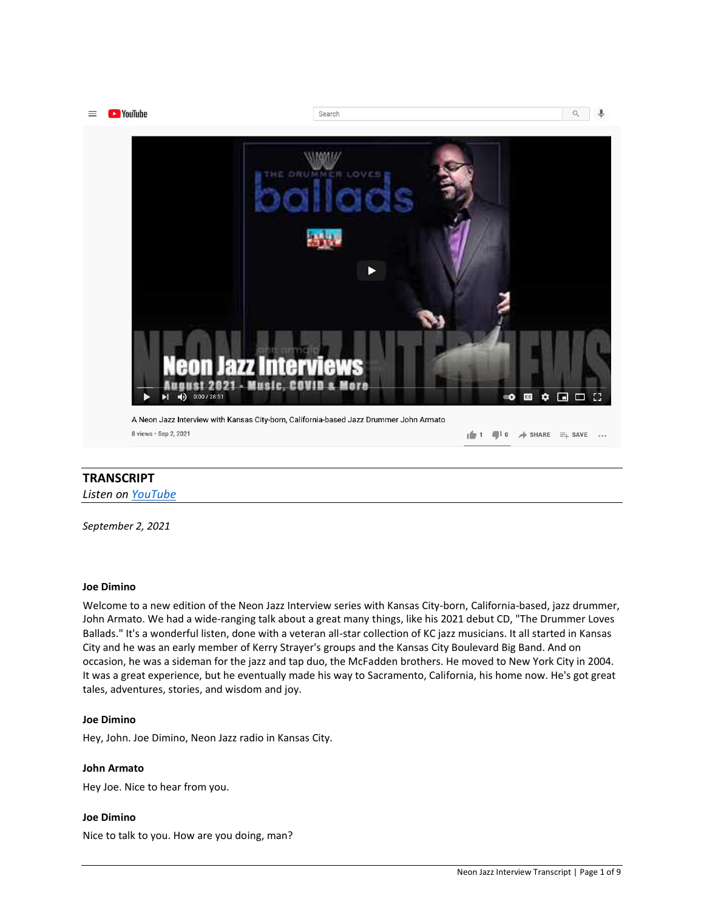A Neon Jazz Interview with Kansas City-born, California-based Jazz Drummer John Armato

8 views • Sep 2, 2021

## TRANSCRIPT

*Listen on [YouTube]()*

*September 2, 2021*

**Joe Dimino**

Welcome to a new edition of the Neon Jazz Interview series with Kansas City-born, California-based, jazz drummer, John Armato. We had a wide-ranging talk about a great many things, like his 2021 debut CD, "The Drummer Loves Ballads." It's a wonderful listen, done with a veteran all-star collection of KC jazz musicians. It all started in Kansas City and he was an early member of Kerry Strayer's groups and the Kansas City Boulevard Big Band. And on occasion, he was a sideman for the jazz and tap duo, the McFadden brothers. He moved to New York City in 2004. It was a great experience, but he eventually made his way to Sacramento, California, his home now. He's got great tales, adventures, stories, and wisdom and joy.

**Joe Dimino**

Hey, John. Joe Dimino, Neon Jazz radio in Kansas City.

**John Armato**

Hey Joe. Nice to hear from you.

**Joe Dimino**

Nice to talk to you. How are you doing, man?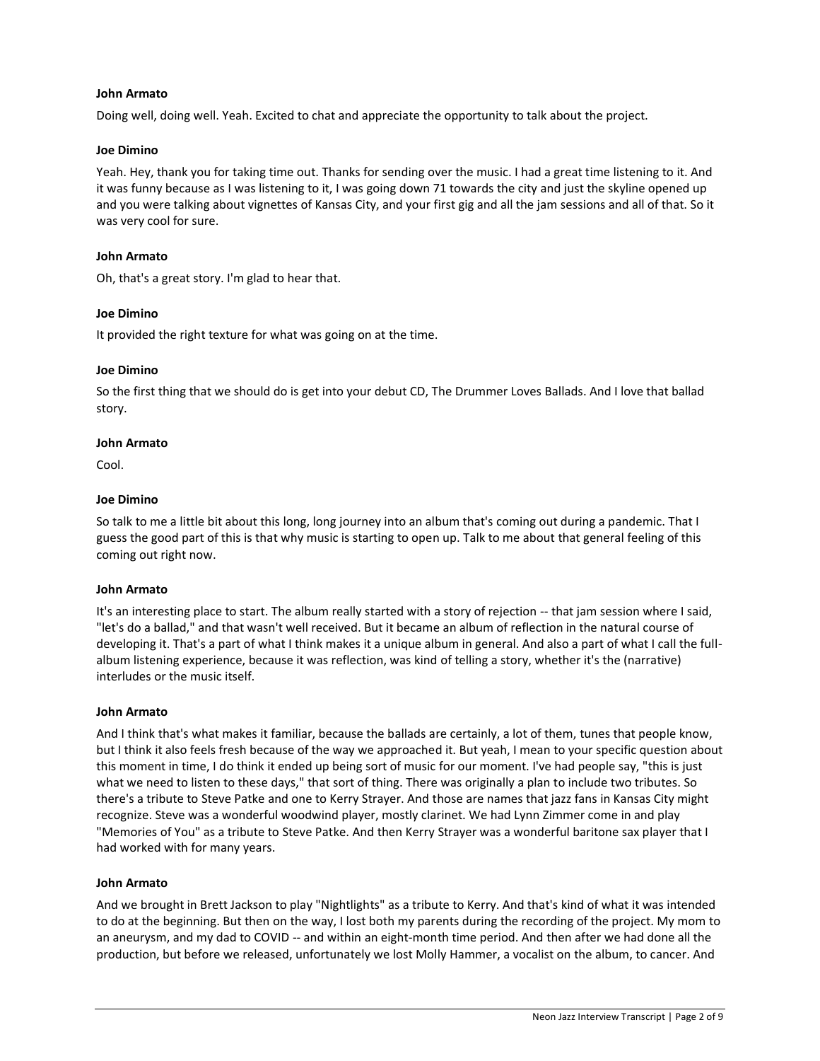**John Armato**

Doing well, doing well. Yeah. Excited to chat and appreciate the opportunity to talk about the project.

**Joe Dimino**

Yeah. Hey, thank you for taking time out. Thanks for sending over the music. I had a great time listening to it. And it was funny because as I was listening to it, I was going down 71 towards the city and just the skyline opened up and you were talking about vignettes of Kansas City, and your first gig and all the jam sessions and all of that. So it was very cool for sure.

**John Armato**

Oh, that's a great story. I'm glad to hear that.

**Joe Dimino**

It provided the right texture for what was going on at the time.

**Joe Dimino**

So the first thing that we should do is get into your debut CD, The Drummer Loves Ballads. And I love that ballad story.

**John Armato**

Cool.

**Joe Dimino**

So talk to me a little bit about this long, long journey into an album that's coming out during a pandemic. That I guess the good part of this is that why music is starting to open up. Talk to me about that general feeling of this coming out right now.

**John Armato**

It's an interesting place to start. The album really started with a story of rejection -- that jam session where I said, "let's do a ballad," and that wasn't well received. But it became an album of reflection in the natural course of developing it. That's a part of what I think makes it a unique album in general. And also a part of what I call the full-album listening experience, because it was reflection, was kind of telling a story, whether it's the (narrative) interludes or the music itself.

**John Armato**

And I think that's what makes it familiar, because the ballads are certainly, a lot of them, tunes that people know, but I think it also feels fresh because of the way we approached it. But yeah, I mean to your specific question about this moment in time, I do think it ended up being sort of music for our moment. I've had people say, "this is just what we need to listen to these days," that sort of thing. There was originally a plan to include two tributes. So there's a tribute to Steve Patke and one to Kerry Strayer. And those are names that jazz fans in Kansas City might recognize. Steve was a wonderful woodwind player, mostly clarinet. We had Lynn Zimmer come in and play "Memories of You" as a tribute to Steve Patke. And then Kerry Strayer was a wonderful baritone sax player that I had worked with for many years.

**John Armato**

And we brought in Brett Jackson to play "Nightlights" as a tribute to Kerry. And that's kind of what it was intended to do at the beginning. But then on the way, I lost both my parents during the recording of the project. My mom to an aneurysm, and my dad to COVID -- and within an eight-month time period. And then after we had done all the production, but before we released, unfortunately we lost Molly Hammer, a vocalist on the album, to cancer. And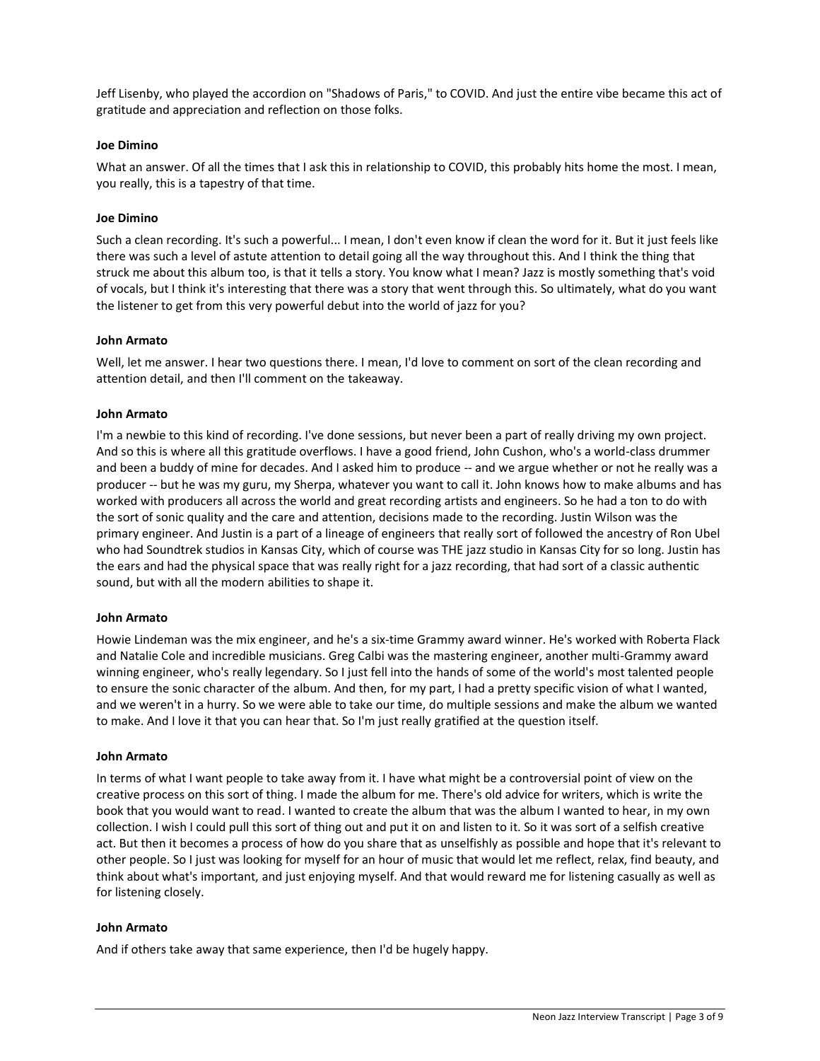Jeff Lisenby, who played the accordion on "Shadows of Paris," to COVID. And just the entire vibe became this act of gratitude and appreciation and reflection on those folks.

**Joe Dimino**

What an answer. Of all the times that I ask this in relationship to COVID, this probably hits home the most. I mean, you really, this is a tapestry of that time.

**Joe Dimino**

Such a clean recording. It's such a powerful... I mean, I don't even know if clean the word for it. But it just feels like there was such a level of astute attention to detail going all the way throughout this. And I think the thing that struck me about this album too, is that it tells a story. You know what I mean? Jazz is mostly something that's void of vocals, but I think it's interesting that there was a story that went through this. So ultimately, what do you want the listener to get from this very powerful debut into the world of jazz for you?

**John Armato**

Well, let me answer. I hear two questions there. I mean, I'd love to comment on sort of the clean recording and attention detail, and then I'll comment on the takeaway.

**John Armato**

I'm a newbie to this kind of recording. I've done sessions, but never been a part of really driving my own project. And so this is where all this gratitude overflows. I have a good friend, John Cushon, who's a world-class drummer and been a buddy of mine for decades. And I asked him to produce -- and we argue whether or not he really was a producer -- but he was my guru, my Sherpa, whatever you want to call it. John knows how to make albums and has worked with producers all across the world and great recording artists and engineers. So he had a ton to do with the sort of sonic quality and the care and attention, decisions made to the recording. Justin Wilson was the primary engineer. And Justin is a part of a lineage of engineers that really sort of followed the ancestry of Ron Ubel who had Soundtrek studios in Kansas City, which of course was THE jazz studio in Kansas City for so long. Justin has the ears and had the physical space that was really right for a jazz recording, that had sort of a classic authentic sound, but with all the modern abilities to shape it.

**John Armato**

Howie Lindeman was the mix engineer, and he's a six-time Grammy award winner. He's worked with Roberta Flack and Natalie Cole and incredible musicians. Greg Calbi was the mastering engineer, another multi-Grammy award winning engineer, who's really legendary. So I just fell into the hands of some of the world's most talented people to ensure the sonic character of the album. And then, for my part, I had a pretty specific vision of what I wanted, and we weren't in a hurry. So we were able to take our time, do multiple sessions and make the album we wanted to make. And I love it that you can hear that. So I'm just really gratified at the question itself.

**John Armato**

In terms of what I want people to take away from it. I have what might be a controversial point of view on the creative process on this sort of thing. I made the album for me. There's old advice for writers, which is write the book that you would want to read. I wanted to create the album that was the album I wanted to hear, in my own collection. I wish I could pull this sort of thing out and put it on and listen to it. So it was sort of a selfish creative act. But then it becomes a process of how do you share that as unselfishly as possible and hope that it's relevant to other people. So I just was looking for myself for an hour of music that would let me reflect, relax, find beauty, and think about what's important, and just enjoying myself. And that would reward me for listening casually as well as for listening closely.

**John Armato**

And if others take away that same experience, then I'd be hugely happy.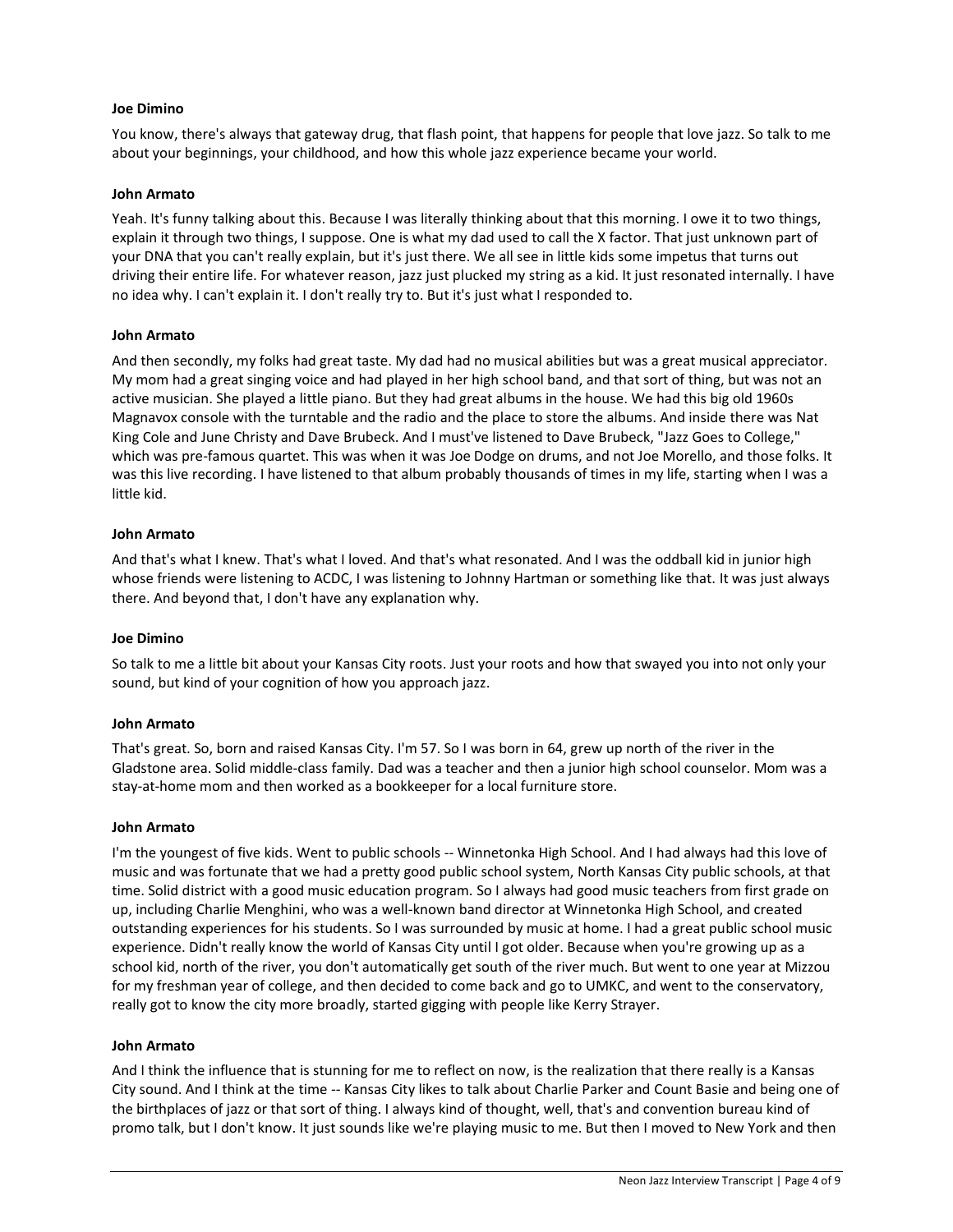**Joe Dimino**

You know, there's always that gateway drug, that flash point, that happens for people that love jazz. So talk to me about your beginnings, your childhood, and how this whole jazz experience became your world.

**John Armato**

Yeah. It's funny talking about this. Because I was literally thinking about that this morning. I owe it to two things, explain it through two things, I suppose. One is what my dad used to call the X factor. That just unknown part of your DNA that you can't really explain, but it's just there. We all see in little kids some impetus that turns out driving their entire life. For whatever reason, jazz just plucked my string as a kid. It just resonated internally. I have no idea why. I can't explain it. I don't really try to. But it's just what I responded to.

**John Armato**

And then secondly, my folks had great taste. My dad had no musical abilities but was a great musical appreciator. My mom had a great singing voice and had played in her high school band, and that sort of thing, but was not an active musician. She played a little piano. But they had great albums in the house. We had this big old 1960s Magnavox console with the turntable and the radio and the place to store the albums. And inside there was Nat King Cole and June Christy and Dave Brubeck. And I must've listened to Dave Brubeck, "Jazz Goes to College," which was pre-famous quartet. This was when it was Joe Dodge on drums, and not Joe Morello, and those folks. It was this live recording. I have listened to that album probably thousands of times in my life, starting when I was a little kid.

**John Armato**

And that's what I knew. That's what I loved. And that's what resonated. And I was the oddball kid in junior high whose friends were listening to ACDC, I was listening to Johnny Hartman or something like that. It was just always there. And beyond that, I don't have any explanation why.

**Joe Dimino**

So talk to me a little bit about your Kansas City roots. Just your roots and how that swayed you into not only your sound, but kind of your cognition of how you approach jazz.

**John Armato**

That's great. So, born and raised Kansas City. I'm 57. So I was born in 64, grew up north of the river in the Gladstone area. Solid middle-class family. Dad was a teacher and then a junior high school counselor. Mom was a stay-at-home mom and then worked as a bookkeeper for a local furniture store.

**John Armato**

I'm the youngest of five kids. Went to public schools -- Winnetonka High School. And I had always had this love of music and was fortunate that we had a pretty good public school system, North Kansas City public schools, at that time. Solid district with a good music education program. So I always had good music teachers from first grade on up, including Charlie Menghini, who was a well-known band director at Winnetonka High School, and created outstanding experiences for his students. So I was surrounded by music at home. I had a great public school music experience. Didn't really know the world of Kansas City until I got older. Because when you're growing up as a school kid, north of the river, you don't automatically get south of the river much. But went to one year at Mizzou for my freshman year of college, and then decided to come back and go to UMKC, and went to the conservatory, really got to know the city more broadly, started gigging with people like Kerry Strayer.

**John Armato**

And I think the influence that is stunning for me to reflect on now, is the realization that there really is a Kansas City sound. And I think at the time -- Kansas City likes to talk about Charlie Parker and Count Basie and being one of the birthplaces of jazz or that sort of thing. I always kind of thought, well, that's and convention bureau kind of promo talk, but I don't know. It just sounds like we're playing music to me. But then I moved to New York and then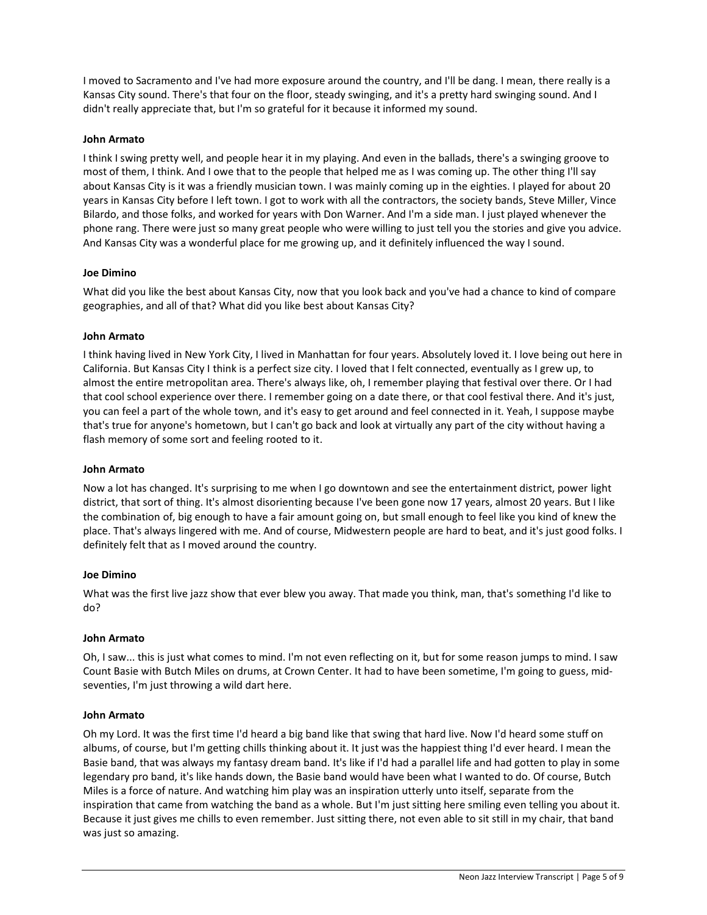I moved to Sacramento and I've had more exposure around the country, and I'll be dang. I mean, there really is a Kansas City sound. There's that four on the floor, steady swinging, and it's a pretty hard swinging sound. And I didn't really appreciate that, but I'm so grateful for it because it informed my sound.

**John Armato**

I think I swing pretty well, and people hear it in my playing. And even in the ballads, there's a swinging groove to most of them, I think. And I owe that to the people that helped me as I was coming up. The other thing I'll say about Kansas City is it was a friendly musician town. I was mainly coming up in the eighties. I played for about 20 years in Kansas City before I left town. I got to work with all the contractors, the society bands, Steve Miller, Vince Bilardo, and those folks, and worked for years with Don Warner. And I'm a side man. I just played whenever the phone rang. There were just so many great people who were willing to just tell you the stories and give you advice. And Kansas City was a wonderful place for me growing up, and it definitely influenced the way I sound.

**Joe Dimino**

What did you like the best about Kansas City, now that you look back and you've had a chance to kind of compare geographies, and all of that? What did you like best about Kansas City?

**John Armato**

I think having lived in New York City, I lived in Manhattan for four years. Absolutely loved it. I love being out here in California. But Kansas City I think is a perfect size city. I loved that I felt connected, eventually as I grew up, to almost the entire metropolitan area. There's always like, oh, I remember playing that festival over there. Or I had that cool school experience over there. I remember going on a date there, or that cool festival there. And it's just, you can feel a part of the whole town, and it's easy to get around and feel connected in it. Yeah, I suppose maybe that's true for anyone's hometown, but I can't go back and look at virtually any part of the city without having a flash memory of some sort and feeling rooted to it.

**John Armato**

Now a lot has changed. It's surprising to me when I go downtown and see the entertainment district, power light district, that sort of thing. It's almost disorienting because I've been gone now 17 years, almost 20 years. But I like the combination of, big enough to have a fair amount going on, but small enough to feel like you kind of knew the place. That's always lingered with me. And of course, Midwestern people are hard to beat, and it's just good folks. I definitely felt that as I moved around the country.

**Joe Dimino**

What was the first live jazz show that ever blew you away. That made you think, man, that's something I'd like to do?

**John Armato**

Oh, I saw... this is just what comes to mind. I'm not even reflecting on it, but for some reason jumps to mind. I saw Count Basie with Butch Miles on drums, at Crown Center. It had to have been sometime, I'm going to guess, mid-seventies, I'm just throwing a wild dart here.

**John Armato**

Oh my Lord. It was the first time I'd heard a big band like that swing that hard live. Now I'd heard some stuff on albums, of course, but I'm getting chills thinking about it. It just was the happiest thing I'd ever heard. I mean the Basie band, that was always my fantasy dream band. It's like if I'd had a parallel life and had gotten to play in some legendary pro band, it's like hands down, the Basie band would have been what I wanted to do. Of course, Butch Miles is a force of nature. And watching him play was an inspiration utterly unto itself, separate from the inspiration that came from watching the band as a whole. But I'm just sitting here smiling even telling you about it. Because it just gives me chills to even remember. Just sitting there, not even able to sit still in my chair, that band was just so amazing.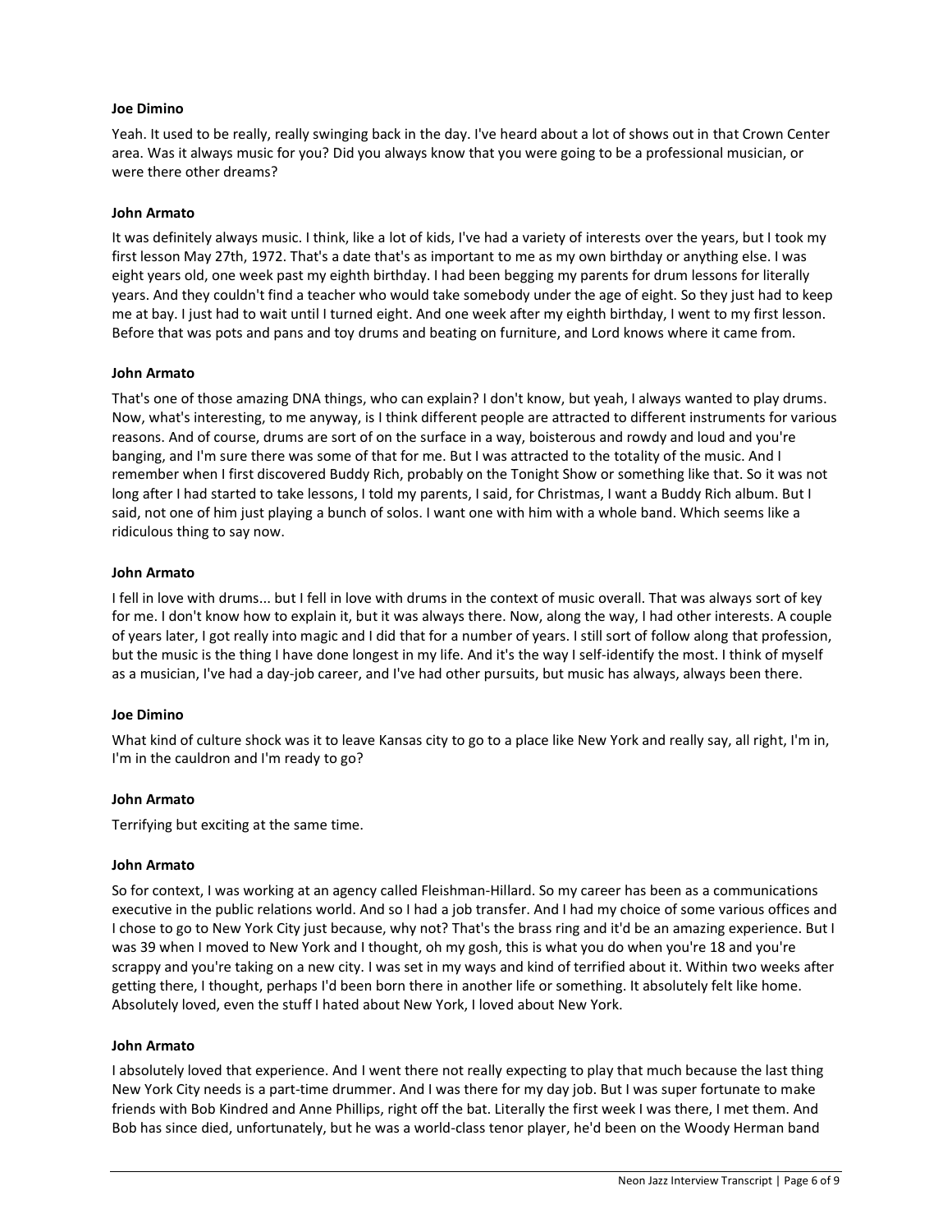**Joe Dimino**

Yeah. It used to be really, really swinging back in the day. I've heard about a lot of shows out in that Crown Center area. Was it always music for you? Did you always know that you were going to be a professional musician, or were there other dreams?

**John Armato**

It was definitely always music. I think, like a lot of kids, I've had a variety of interests over the years, but I took my first lesson May 27th, 1972. That's a date that's as important to me as my own birthday or anything else. I was eight years old, one week past my eighth birthday. I had been begging my parents for drum lessons for literally years. And they couldn't find a teacher who would take somebody under the age of eight. So they just had to keep me at bay. I just had to wait until I turned eight. And one week after my eighth birthday, I went to my first lesson. Before that was pots and pans and toy drums and beating on furniture, and Lord knows where it came from.

**John Armato**

That's one of those amazing DNA things, who can explain? I don't know, but yeah, I always wanted to play drums. Now, what's interesting, to me anyway, is I think different people are attracted to different instruments for various reasons. And of course, drums are sort of on the surface in a way, boisterous and rowdy and loud and you're banging, and I'm sure there was some of that for me. But I was attracted to the totality of the music. And I remember when I first discovered Buddy Rich, probably on the Tonight Show or something like that. So it was not long after I had started to take lessons, I told my parents, I said, for Christmas, I want a Buddy Rich album. But I said, not one of him just playing a bunch of solos. I want one with him with a whole band. Which seems like a ridiculous thing to say now.

**John Armato**

I fell in love with drums... but I fell in love with drums in the context of music overall. That was always sort of key for me. I don't know how to explain it, but it was always there. Now, along the way, I had other interests. A couple of years later, I got really into magic and I did that for a number of years. I still sort of follow along that profession, but the music is the thing I have done longest in my life. And it's the way I self-identify the most. I think of myself as a musician, I've had a day-job career, and I've had other pursuits, but music has always, always been there.

**Joe Dimino**

What kind of culture shock was it to leave Kansas city to go to a place like New York and really say, all right, I'm in, I'm in the cauldron and I'm ready to go?

**John Armato**

Terrifying but exciting at the same time.

**John Armato**

So for context, I was working at an agency called Fleishman-Hillard. So my career has been as a communications executive in the public relations world. And so I had a job transfer. And I had my choice of some various offices and I chose to go to New York City just because, why not? That's the brass ring and it'd be an amazing experience. But I was 39 when I moved to New York and I thought, oh my gosh, this is what you do when you're 18 and you're scrappy and you're taking on a new city. I was set in my ways and kind of terrified about it. Within two weeks after getting there, I thought, perhaps I'd been born there in another life or something. It absolutely felt like home. Absolutely loved, even the stuff I hated about New York, I loved about New York.

**John Armato**

I absolutely loved that experience. And I went there not really expecting to play that much because the last thing New York City needs is a part-time drummer. And I was there for my day job. But I was super fortunate to make friends with Bob Kindred and Anne Phillips, right off the bat. Literally the first week I was there, I met them. And Bob has since died, unfortunately, but he was a world-class tenor player, he'd been on the Woody Herman band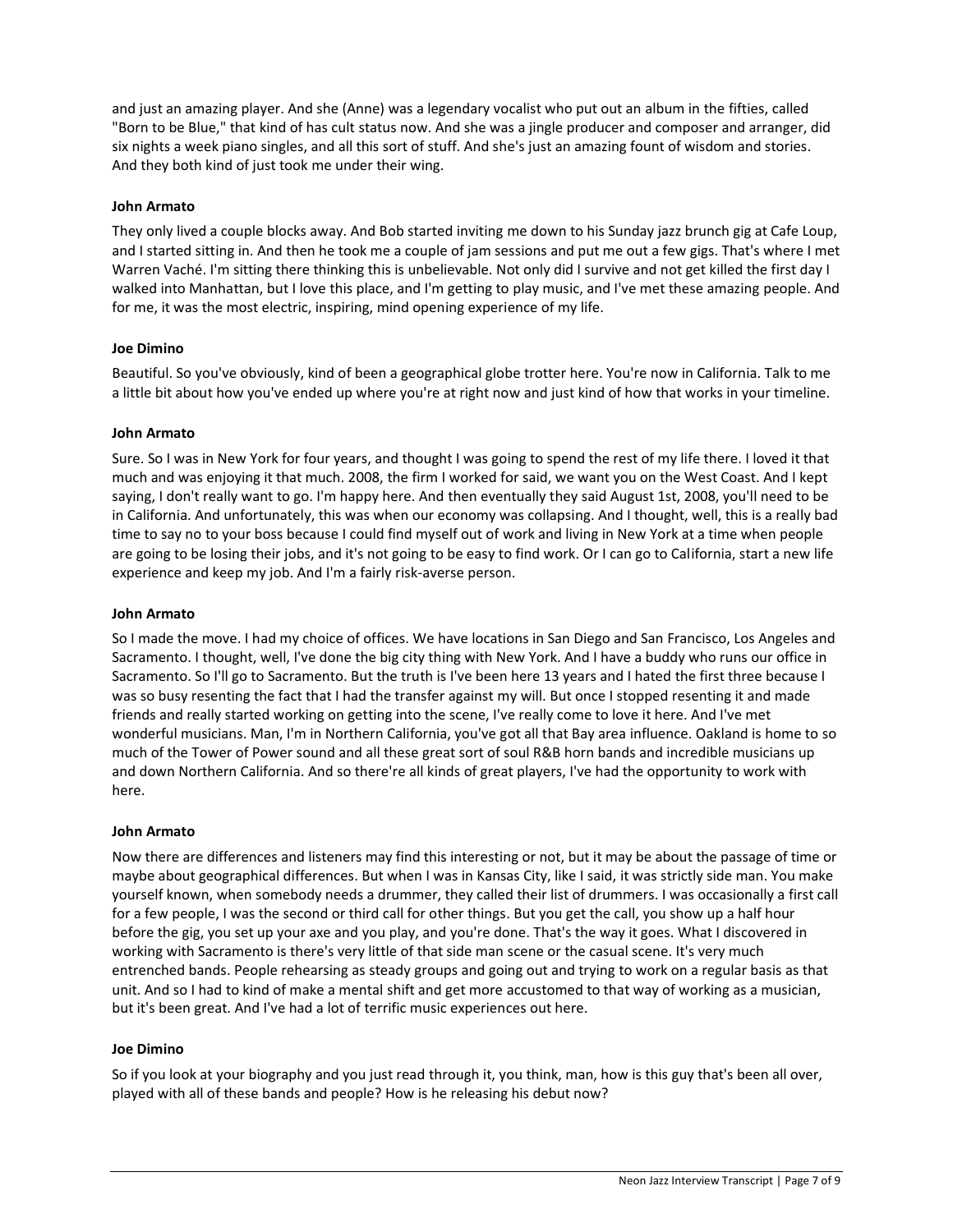and just an amazing player. And she (Anne) was a legendary vocalist who put out an album in the fifties, called "Born to be Blue," that kind of has cult status now. And she was a jingle producer and composer and arranger, did six nights a week piano singles, and all this sort of stuff. And she's just an amazing fount of wisdom and stories. And they both kind of just took me under their wing.

**John Armato**

They only lived a couple blocks away. And Bob started inviting me down to his Sunday jazz brunch gig at Cafe Loup, and I started sitting in. And then he took me a couple of jam sessions and put me out a few gigs. That's where I met Warren Vaché. I'm sitting there thinking this is unbelievable. Not only did I survive and not get killed the first day I walked into Manhattan, but I love this place, and I'm getting to play music, and I've met these amazing people. And for me, it was the most electric, inspiring, mind opening experience of my life.

**Joe Dimino**

Beautiful. So you've obviously, kind of been a geographical globe trotter here. You're now in California. Talk to me a little bit about how you've ended up where you're at right now and just kind of how that works in your timeline.

**John Armato**

Sure. So I was in New York for four years, and thought I was going to spend the rest of my life there. I loved it that much and was enjoying it that much. 2008, the firm I worked for said, we want you on the West Coast. And I kept saying, I don't really want to go. I'm happy here. And then eventually they said August 1st, 2008, you'll need to be in California. And unfortunately, this was when our economy was collapsing. And I thought, well, this is a really bad time to say no to your boss because I could find myself out of work and living in New York at a time when people are going to be losing their jobs, and it's not going to be easy to find work. Or I can go to California, start a new life experience and keep my job. And I'm a fairly risk-averse person.

**John Armato**

So I made the move. I had my choice of offices. We have locations in San Diego and San Francisco, Los Angeles and Sacramento. I thought, well, I've done the big city thing with New York. And I have a buddy who runs our office in Sacramento. So I'll go to Sacramento. But the truth is I've been here 13 years and I hated the first three because I was so busy resenting the fact that I had the transfer against my will. But once I stopped resenting it and made friends and really started working on getting into the scene, I've really come to love it here. And I've met wonderful musicians. Man, I'm in Northern California, you've got all that Bay area influence. Oakland is home to so much of the Tower of Power sound and all these great sort of soul R&B horn bands and incredible musicians up and down Northern California. And so there're all kinds of great players, I've had the opportunity to work with here.

**John Armato**

Now there are differences and listeners may find this interesting or not, but it may be about the passage of time or maybe about geographical differences. But when I was in Kansas City, like I said, it was strictly side man. You make yourself known, when somebody needs a drummer, they called their list of drummers. I was occasionally a first call for a few people, I was the second or third call for other things. But you get the call, you show up a half hour before the gig, you set up your axe and you play, and you're done. That's the way it goes. What I discovered in working with Sacramento is there's very little of that side man scene or the casual scene. It's very much entrenched bands. People rehearsing as steady groups and going out and trying to work on a regular basis as that unit. And so I had to kind of make a mental shift and get more accustomed to that way of working as a musician, but it's been great. And I've had a lot of terrific music experiences out here.

**Joe Dimino**

So if you look at your biography and you just read through it, you think, man, how is this guy that's been all over, played with all of these bands and people? How is he releasing his debut now?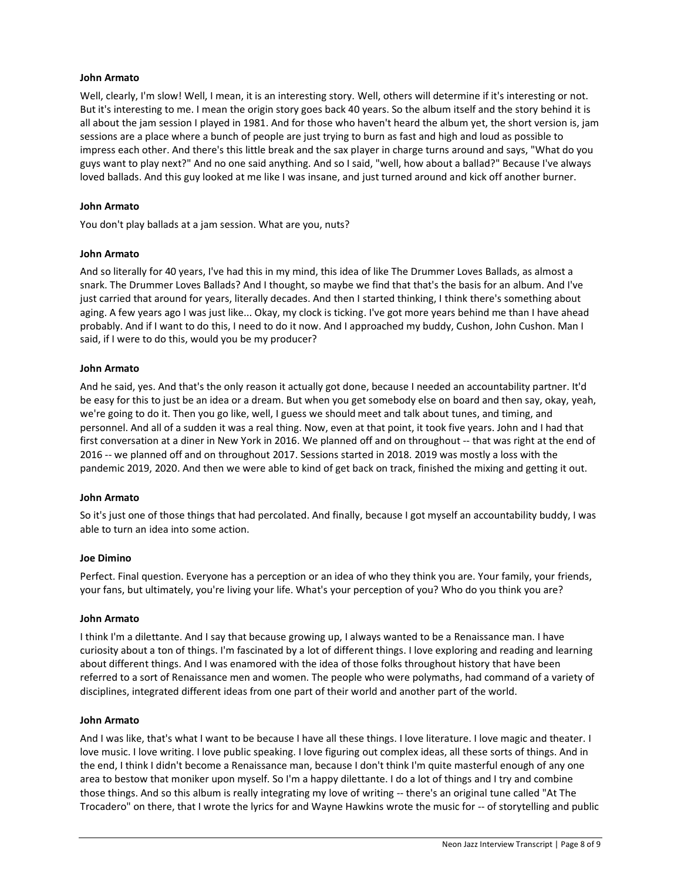**John Armato**

Well, clearly, I'm slow! Well, I mean, it is an interesting story. Well, others will determine if it's interesting or not. But it's interesting to me. I mean the origin story goes back 40 years. So the album itself and the story behind it is all about the jam session I played in 1981. And for those who haven't heard the album yet, the short version is, jam sessions are a place where a bunch of people are just trying to burn as fast and high and loud as possible to impress each other. And there's this little break and the sax player in charge turns around and says, "What do you guys want to play next?" And no one said anything. And so I said, "well, how about a ballad?" Because I've always loved ballads. And this guy looked at me like I was insane, and just turned around and kick off another burner.

**John Armato**

You don't play ballads at a jam session. What are you, nuts?

**John Armato**

And so literally for 40 years, I've had this in my mind, this idea of like The Drummer Loves Ballads, as almost a snark. The Drummer Loves Ballads? And I thought, so maybe we find that that's the basis for an album. And I've just carried that around for years, literally decades. And then I started thinking, I think there's something about aging. A few years ago I was just like... Okay, my clock is ticking. I've got more years behind me than I have ahead probably. And if I want to do this, I need to do it now. And I approached my buddy, Cushon, John Cushon. Man I said, if I were to do this, would you be my producer?

**John Armato**

And he said, yes. And that's the only reason it actually got done, because I needed an accountability partner. It'd be easy for this to just be an idea or a dream. But when you get somebody else on board and then say, okay, yeah, we're going to do it. Then you go like, well, I guess we should meet and talk about tunes, and timing, and personnel. And all of a sudden it was a real thing. Now, even at that point, it took five years. John and I had that first conversation at a diner in New York in 2016. We planned off and on throughout -- that was right at the end of 2016 -- we planned off and on throughout 2017. Sessions started in 2018. 2019 was mostly a loss with the pandemic 2019, 2020. And then we were able to kind of get back on track, finished the mixing and getting it out.

**John Armato**

So it's just one of those things that had percolated. And finally, because I got myself an accountability buddy, I was able to turn an idea into some action.

**Joe Dimino**

Perfect. Final question. Everyone has a perception or an idea of who they think you are. Your family, your friends, your fans, but ultimately, you're living your life. What's your perception of you? Who do you think you are?

**John Armato**

I think I'm a dilettante. And I say that because growing up, I always wanted to be a Renaissance man. I have curiosity about a ton of things. I'm fascinated by a lot of different things. I love exploring and reading and learning about different things. And I was enamored with the idea of those folks throughout history that have been referred to a sort of Renaissance men and women. The people who were polymaths, had command of a variety of disciplines, integrated different ideas from one part of their world and another part of the world.

**John Armato**

And I was like, that's what I want to be because I have all these things. I love literature. I love magic and theater. I love music. I love writing. I love public speaking. I love figuring out complex ideas, all these sorts of things. And in the end, I think I didn't become a Renaissance man, because I don't think I'm quite masterful enough of any one area to bestow that moniker upon myself. So I'm a happy dilettante. I do a lot of things and I try and combine those things. And so this album is really integrating my love of writing -- there's an original tune called "At The Trocadero" on there, that I wrote the lyrics for and Wayne Hawkins wrote the music for -- of storytelling and public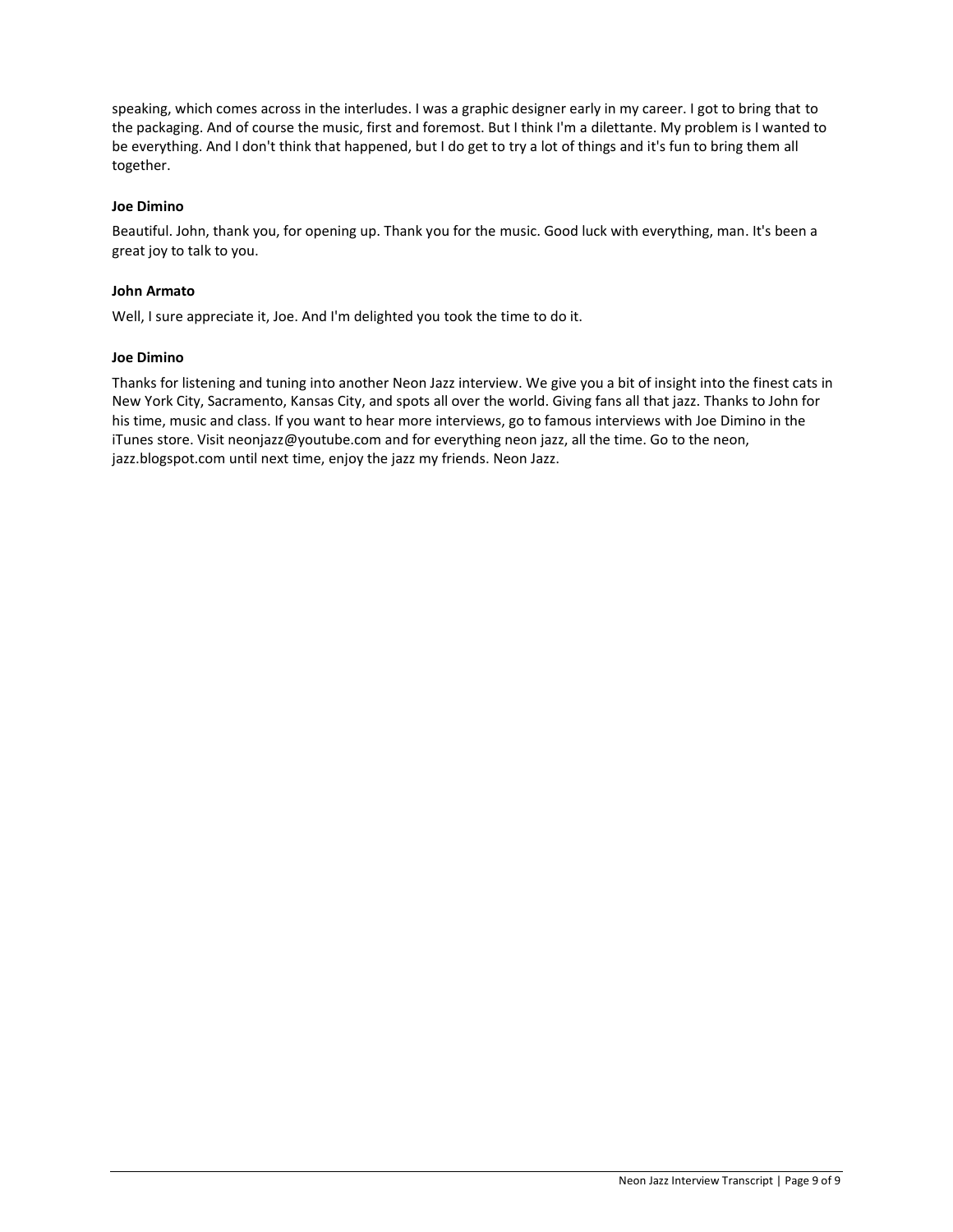speaking, which comes across in the interludes. I was a graphic designer early in my career. I got to bring that to the packaging. And of course the music, first and foremost. But I think I'm a dilettante. My problem is I wanted to be everything. And I don't think that happened, but I do get to try a lot of things and it's fun to bring them all together.

**Joe Dimino**

Beautiful. John, thank you, for opening up. Thank you for the music. Good luck with everything, man. It's been a great joy to talk to you.

**John Armato**

Well, I sure appreciate it, Joe. And I'm delighted you took the time to do it.

**Joe Dimino**

Thanks for listening and tuning into another Neon Jazz interview. We give you a bit of insight into the finest cats in New York City, Sacramento, Kansas City, and spots all over the world. Giving fans all that jazz. Thanks to John for his time, music and class. If you want to hear more interviews, go to famous interviews with Joe Dimino in the iTunes store. Visit neonjazz@youtube.com and for everything neon jazz, all the time. Go to the neon, jazz.blogspot.com until next time, enjoy the jazz my friends. Neon Jazz.